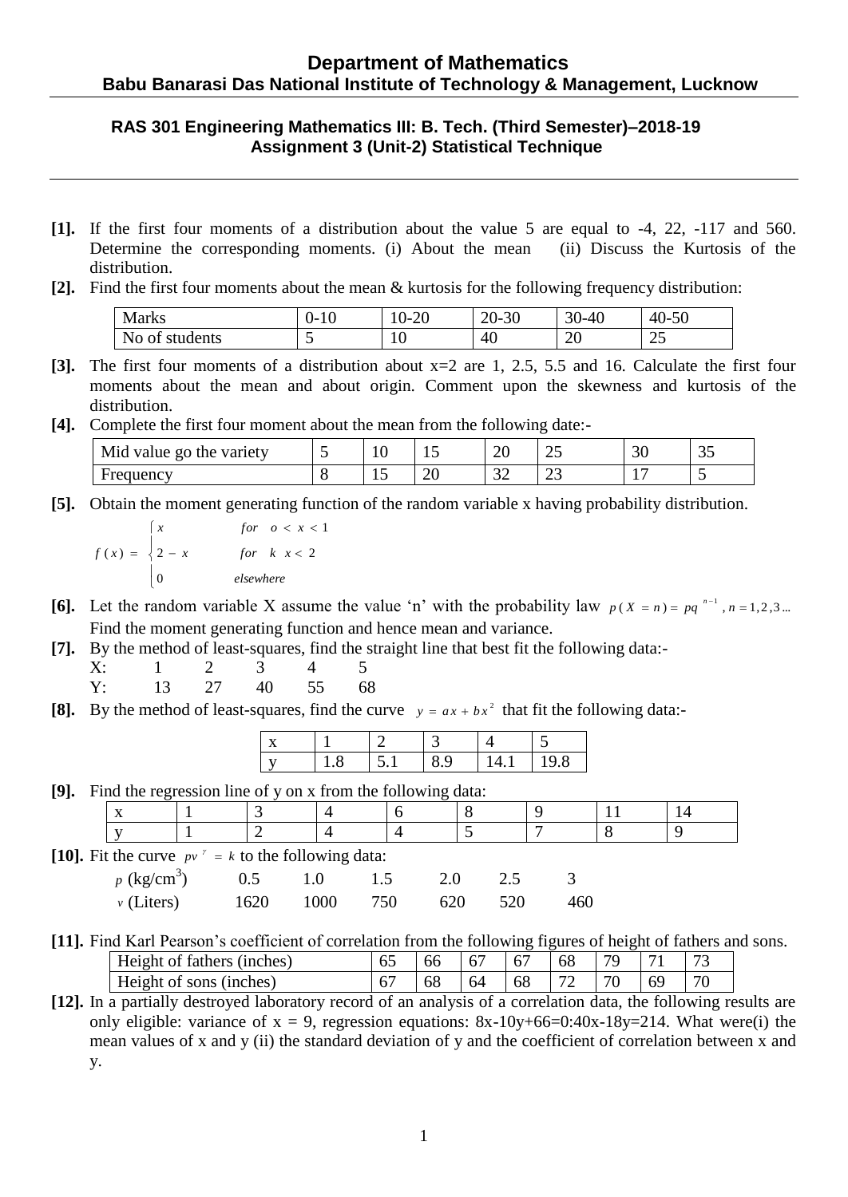# Department of Mathematics

## Babu Banarasi Das National Institute of Technology & Management, Lucknow

### RAS 301 Engineering Mathematics III: B. Tech. (Third Semester)–2018-19
### Assignment 3 (Unit-2) Statistical Technique

---

**[1].** If the first four moments of a distribution about the value 5 are equal to -4, 22, -117 and 560. Determine the corresponding moments. (i) About the mean (ii) Discuss the Kurtosis of the distribution.

**[2].** Find the first four moments about the mean & kurtosis for the following frequency distribution:

| Marks | 0-10 | 10-20 | 20-30 | 30-40 | 40-50 |
|---|---|---|---|---|---|
| No of students | 5 | 10 | 40 | 20 | 25 |

**[3].** The first four moments of a distribution about x=2 are 1, 2.5, 5.5 and 16. Calculate the first four moments about the mean and about origin. Comment upon the skewness and kurtosis of the distribution.

**[4].** Complete the first four moment about the mean from the following date:-

| Mid value go the variety | 5 | 10 | 15 | 20 | 25 | 30 | 35 |
|---|---|---|---|---|---|---|---|
| Frequency | 8 | 15 | 20 | 32 | 23 | 17 | 5 |

**[5].** Obtain the moment generating function of the random variable x having probability distribution.

$$f(x) = \begin{cases} x & for \quad o < x < 1 \\ 2 - x & for \quad k \ x < 2 \\ 0 & elsewhere \end{cases}$$

**[6].** Let the random variable X assume the value 'n' with the probability law $p(X = n) = pq^{n-1}, n = 1, 2, 3 ...$ Find the moment generating function and hence mean and variance.

**[7].** By the method of least-squares, find the straight line that best fit the following data:-

| X: | 1 | 2 | 3 | 4 | 5 |
|---|---|---|---|---|---|
| Y: | 13 | 27 | 40 | 55 | 68 |

**[8].** By the method of least-squares, find the curve $y = ax + bx^2$ that fit the following data:-

| x | 1 | 2 | 3 | 4 | 5 |
|---|---|---|---|---|---|
| y | 1.8 | 5.1 | 8.9 | 14.1 | 19.8 |

**[9].** Find the regression line of y on x from the following data:

| x | 1 | 3 | 4 | 6 | 8 | 9 | 11 | 14 |
|---|---|---|---|---|---|---|---|---|
| y | 1 | 2 | 4 | 4 | 5 | 7 | 8 | 9 |

**[10].** Fit the curve $pv^{\gamma} = k$ to the following data:

| $p$ (kg/cm$^3$) | 0.5 | 1.0 | 1.5 | 2.0 | 2.5 | 3 |
|---|---|---|---|---|---|---|
| $v$ (Liters) | 1620 | 1000 | 750 | 620 | 520 | 460 |

**[11].** Find Karl Pearson's coefficient of correlation from the following figures of height of fathers and sons.

| Height of fathers (inches) | 65 | 66 | 67 | 67 | 68 | 79 | 71 | 73 |
|---|---|---|---|---|---|---|---|---|
| Height of sons (inches) | 67 | 68 | 64 | 68 | 72 | 70 | 69 | 70 |

**[12].** In a partially destroyed laboratory record of an analysis of a correlation data, the following results are only eligible: variance of x = 9, regression equations: 8x-10y+66=0:40x-18y=214. What were(i) the mean values of x and y (ii) the standard deviation of y and the coefficient of correlation between x and y.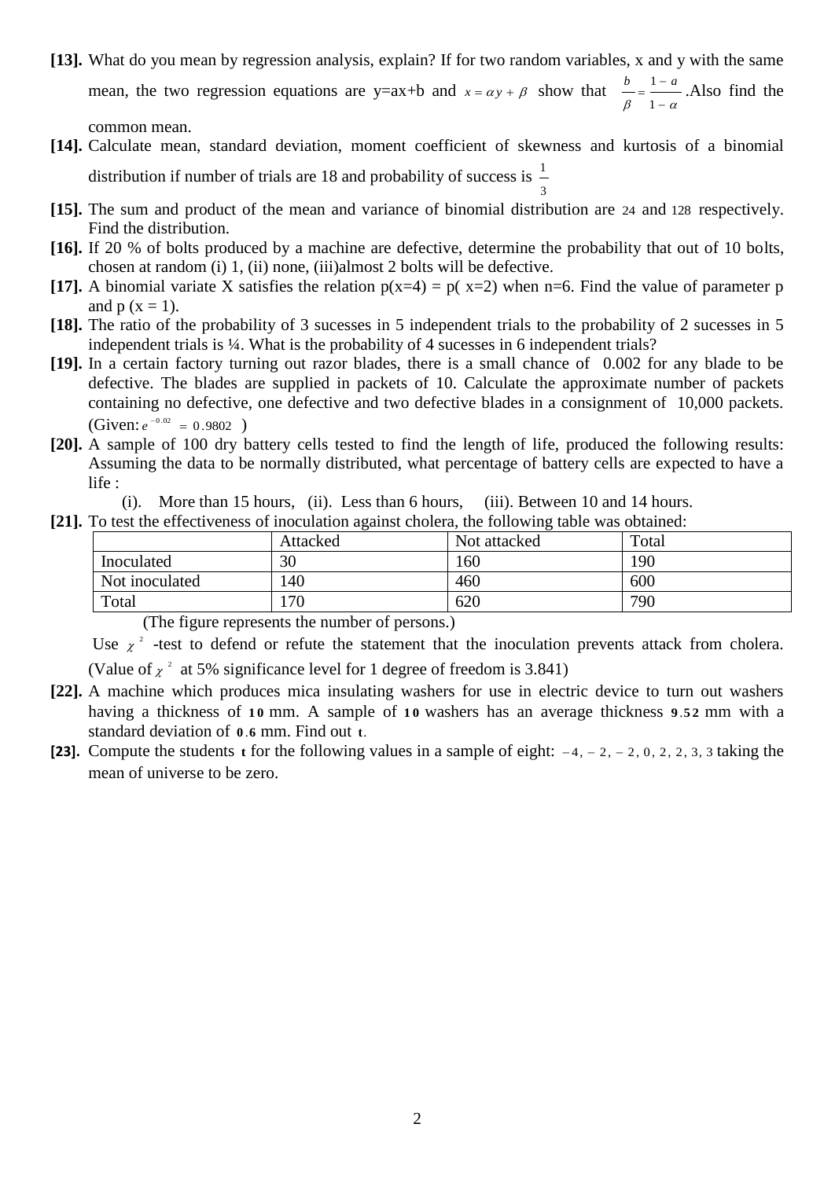**[13].** What do you mean by regression analysis, explain? If for two random variables, x and y with the same mean, the two regression equations are y=ax+b and $x = \alpha y + \beta$ show that $\frac{b}{\beta} = \frac{1-a}{1-\alpha}$.Also find the common mean.

**[14].** Calculate mean, standard deviation, moment coefficient of skewness and kurtosis of a binomial distribution if number of trials are 18 and probability of success is $\frac{1}{3}$

**[15].** The sum and product of the mean and variance of binomial distribution are $24$ and $128$ respectively. Find the distribution.

**[16].** If 20 % of bolts produced by a machine are defective, determine the probability that out of 10 bolts, chosen at random (i) 1, (ii) none, (iii)almost 2 bolts will be defective.

**[17].** A binomial variate X satisfies the relation p(x=4) = p( x=2) when n=6. Find the value of parameter p and p (x = 1).

**[18].** The ratio of the probability of 3 sucesses in 5 independent trials to the probability of 2 sucesses in 5 independent trials is ¼. What is the probability of 4 sucesses in 6 independent trials?

**[19].** In a certain factory turning out razor blades, there is a small chance of 0.002 for any blade to be defective. The blades are supplied in packets of 10. Calculate the approximate number of packets containing no defective, one defective and two defective blades in a consignment of 10,000 packets. (Given: $e^{-0.02} = 0.9802$ )

**[20].** A sample of 100 dry battery cells tested to find the length of life, produced the following results: Assuming the data to be normally distributed, what percentage of battery cells are expected to have a life :

(i). More than 15 hours, (ii). Less than 6 hours, (iii). Between 10 and 14 hours.

**[21].** To test the effectiveness of inoculation against cholera, the following table was obtained:

| | Attacked | Not attacked | Total |
|---|---|---|---|
| Inoculated | 30 | 160 | 190 |
| Not inoculated | 140 | 460 | 600 |
| Total | 170 | 620 | 790 |

(The figure represents the number of persons.)

Use $\chi^2$ -test to defend or refute the statement that the inoculation prevents attack from cholera. (Value of $\chi^2$ at 5% significance level for 1 degree of freedom is 3.841)

**[22].** A machine which produces mica insulating washers for use in electric device to turn out washers having a thickness of $10$ mm. A sample of $10$ washers has an average thickness $9.52$ mm with a standard deviation of $0.6$ mm. Find out $t$.

**[23].** Compute the students $t$ for the following values in a sample of eight: $-4, -2, -2, 0, 2, 2, 3, 3$ taking the mean of universe to be zero.